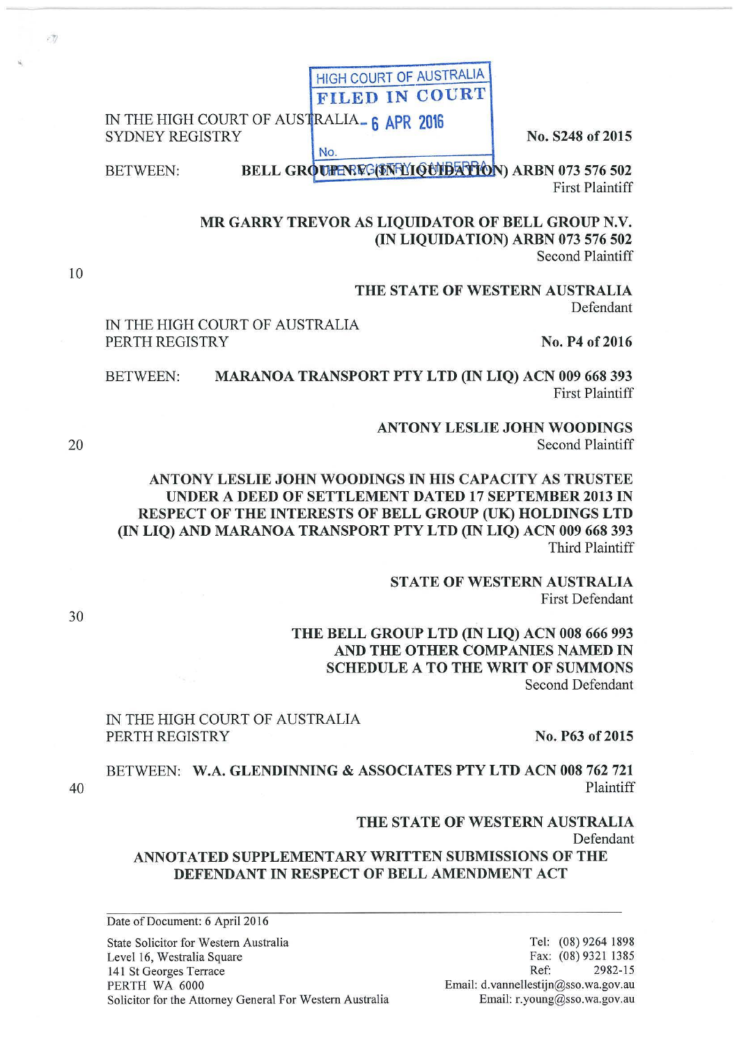HIGH COURT OF AUSTRALIA
FILED IN COURT
6 APR 2016
No.
REGISTRY CANBERRA

IN THE HIGH COURT OF AUSTRALIA
SYDNEY REGISTRY

**No. S248 of 2015**

BETWEEN: **BELL GROUP N.V. (IN LIQUIDATION) ARBN 073 576 502**
First Plaintiff

**MR GARRY TREVOR AS LIQUIDATOR OF BELL GROUP N.V. (IN LIQUIDATION) ARBN 073 576 502**
Second Plaintiff

**THE STATE OF WESTERN AUSTRALIA**
Defendant

IN THE HIGH COURT OF AUSTRALIA
PERTH REGISTRY

**No. P4 of 2016**

BETWEEN: **MARANOA TRANSPORT PTY LTD (IN LIQ) ACN 009 668 393**
First Plaintiff

**ANTONY LESLIE JOHN WOODINGS**
Second Plaintiff

**ANTONY LESLIE JOHN WOODINGS IN HIS CAPACITY AS TRUSTEE UNDER A DEED OF SETTLEMENT DATED 17 SEPTEMBER 2013 IN RESPECT OF THE INTERESTS OF BELL GROUP (UK) HOLDINGS LTD (IN LIQ) AND MARANOA TRANSPORT PTY LTD (IN LIQ) ACN 009 668 393**
Third Plaintiff

**STATE OF WESTERN AUSTRALIA**
First Defendant

**THE BELL GROUP LTD (IN LIQ) ACN 008 666 993 AND THE OTHER COMPANIES NAMED IN SCHEDULE A TO THE WRIT OF SUMMONS**
Second Defendant

IN THE HIGH COURT OF AUSTRALIA
PERTH REGISTRY

**No. P63 of 2015**

BETWEEN: **W.A. GLENDINNING & ASSOCIATES PTY LTD ACN 008 762 721**
Plaintiff

**THE STATE OF WESTERN AUSTRALIA**
Defendant

**ANNOTATED SUPPLEMENTARY WRITTEN SUBMISSIONS OF THE DEFENDANT IN RESPECT OF BELL AMENDMENT ACT**

Date of Document: 6 April 2016

State Solicitor for Western Australia
Level 16, Westralia Square
141 St Georges Terrace
PERTH WA 6000
Solicitor for the Attorney General For Western Australia

Tel: (08) 9264 1898
Fax: (08) 9321 1385
Ref: 2982-15
Email: d.vannellestijn@sso.wa.gov.au
Email: r.young@sso.wa.gov.au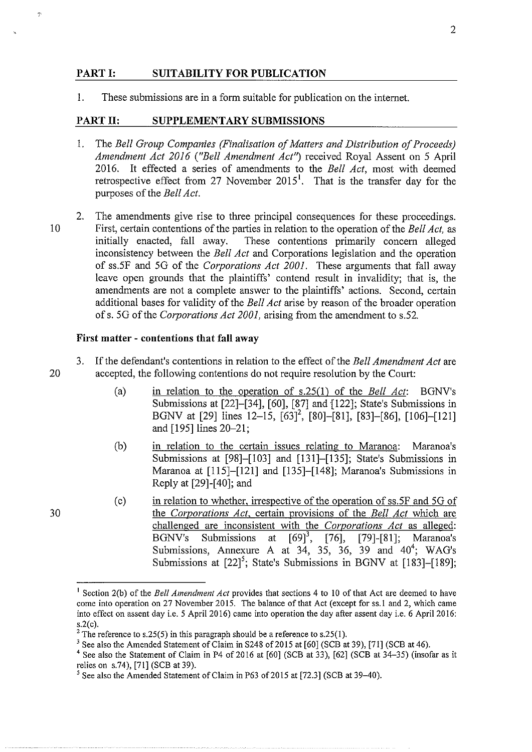## PART I: SUITABILITY FOR PUBLICATION

1. These submissions are in a form suitable for publication on the internet.

## PART II: SUPPLEMENTARY SUBMISSIONS

1. The *Bell Group Companies (Finalisation of Matters and Distribution of Proceeds) Amendment Act 2016* ("*Bell Amendment Act*") received Royal Assent on 5 April 2016. It effected a series of amendments to the *Bell Act*, most with deemed retrospective effect from 27 November 2015[1]. That is the transfer day for the purposes of the *Bell Act*.

2. The amendments give rise to three principal consequences for these proceedings. First, certain contentions of the parties in relation to the operation of the *Bell Act*, as initially enacted, fall away. These contentions primarily concern alleged inconsistency between the *Bell Act* and Corporations legislation and the operation of ss.5F and 5G of the *Corporations Act 2001*. These arguments that fall away leave open grounds that the plaintiffs' contend result in invalidity; that is, the amendments are not a complete answer to the plaintiffs' actions. Second, certain additional bases for validity of the *Bell Act* arise by reason of the broader operation of s. 5G of the *Corporations Act 2001*, arising from the amendment to s.52.

### First matter - contentions that fall away

3. If the defendant's contentions in relation to the effect of the *Bell Amendment Act* are accepted, the following contentions do not require resolution by the Court:

   (a) in relation to the operation of s.25(1) of the *Bell Act*: BGNV's Submissions at [22]–[34], [60], [87] and [122]; State's Submissions in BGNV at [29] lines 12–15, [63][2], [80]–[81], [83]–[86], [106]–[121] and [195] lines 20–21;

   (b) in relation to the certain issues relating to Maranoa: Maranoa's Submissions at [98]–[103] and [131]–[135]; State's Submissions in Maranoa at [115]–[121] and [135]–[148]; Maranoa's Submissions in Reply at [29]-[40]; and

   (c) in relation to whether, irrespective of the operation of ss.5F and 5G of the *Corporations Act*, certain provisions of the *Bell Act* which are challenged are inconsistent with the *Corporations Act* as alleged: BGNV's Submissions at [69][3], [76], [79]-[81]; Maranoa's Submissions, Annexure A at 34, 35, 36, 39 and 40[4]; WAG's Submissions at [22][5]; State's Submissions in BGNV at [183]–[189];

---

[1] Section 2(b) of the *Bell Amendment Act* provides that sections 4 to 10 of that Act are deemed to have come into operation on 27 November 2015. The balance of that Act (except for ss.1 and 2, which came into effect on assent day i.e. 5 April 2016) came into operation the day after assent day i.e. 6 April 2016: s.2(c).

[2] The reference to s.25(5) in this paragraph should be a reference to s.25(1).

[3] See also the Amended Statement of Claim in S248 of 2015 at [60] (SCB at 39), [71] (SCB at 46).

[4] See also the Statement of Claim in P4 of 2016 at [60] (SCB at 33), [62] (SCB at 34–35) (insofar as it relies on s.74), [71] (SCB at 39).

[5] See also the Amended Statement of Claim in P63 of 2015 at [72.3] (SCB at 39–40).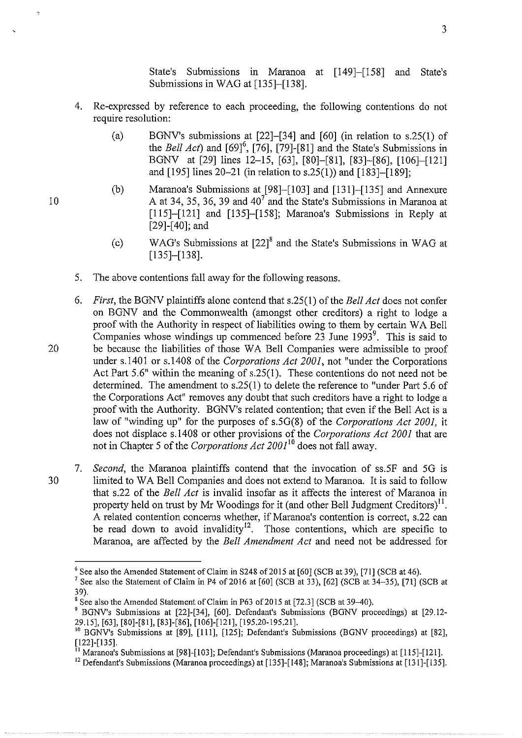State's Submissions in Maranoa at [149]–[158] and State's Submissions in WAG at [135]–[138].

4. Re-expressed by reference to each proceeding, the following contentions do not require resolution:

   (a) BGNV's submissions at [22]–[34] and [60] (in relation to s.25(1) of the *Bell Act*) and [69][6], [76], [79]-[81] and the State's Submissions in BGNV at [29] lines 12–15, [63], [80]–[81], [83]–[86], [106]–[121] and [195] lines 20–21 (in relation to s.25(1)) and [183]–[189];

   (b) Maranoa's Submissions at [98]–[103] and [131]–[135] and Annexure A at 34, 35, 36, 39 and 40[7] and the State's Submissions in Maranoa at [115]–[121] and [135]–[158]; Maranoa's Submissions in Reply at [29]-[40]; and

   (c) WAG's Submissions at [22][8] and the State's Submissions in WAG at [135]–[138].

5. The above contentions fall away for the following reasons.

6. *First*, the BGNV plaintiffs alone contend that s.25(1) of the *Bell Act* does not confer on BGNV and the Commonwealth (amongst other creditors) a right to lodge a proof with the Authority in respect of liabilities owing to them by certain WA Bell Companies whose windings up commenced before 23 June 1993[9]. This is said to be because the liabilities of those WA Bell Companies were admissible to proof under s.1401 or s.1408 of the *Corporations Act 2001*, not "under the Corporations Act Part 5.6" within the meaning of s.25(1). These contentions do not need not be determined. The amendment to s.25(1) to delete the reference to "under Part 5.6 of the Corporations Act" removes any doubt that such creditors have a right to lodge a proof with the Authority. BGNV's related contention; that even if the Bell Act is a law of "winding up" for the purposes of s.5G(8) of the *Corporations Act 2001*, it does not displace s.1408 or other provisions of the *Corporations Act 2001* that are not in Chapter 5 of the *Corporations Act 2001*[10] does not fall away.

7. *Second*, the Maranoa plaintiffs contend that the invocation of ss.5F and 5G is limited to WA Bell Companies and does not extend to Maranoa. It is said to follow that s.22 of the *Bell Act* is invalid insofar as it affects the interest of Maranoa in property held on trust by Mr Woodings for it (and other Bell Judgment Creditors)[11]. A related contention concerns whether, if Maranoa's contention is correct, s.22 can be read down to avoid invalidity[12]. Those contentions, which are specific to Maranoa, are affected by the *Bell Amendment Act* and need not be addressed for

---

[6] See also the Amended Statement of Claim in S248 of 2015 at [60] (SCB at 39), [71] (SCB at 46).

[7] See also the Statement of Claim in P4 of 2016 at [60] (SCB at 33), [62] (SCB at 34–35), [71] (SCB at 39).

[8] See also the Amended Statement of Claim in P63 of 2015 at [72.3] (SCB at 39–40).

[9] BGNV's Submissions at [22]-[34], [60]. Defendant's Submissions (BGNV proceedings) at [29.12-29.15], [63], [80]-[81], [83]-[86], [106]-[121], [195.20-195.21].

[10] BGNV's Submissions at [89], [111], [125]; Defendant's Submissions (BGNV proceedings) at [82], [122]-[135].

[11] Maranoa's Submissions at [98]-[103]; Defendant's Submissions (Maranoa proceedings) at [115]-[121].

[12] Defendant's Submissions (Maranoa proceedings) at [135]-[148]; Maranoa's Submissions at [131]-[135].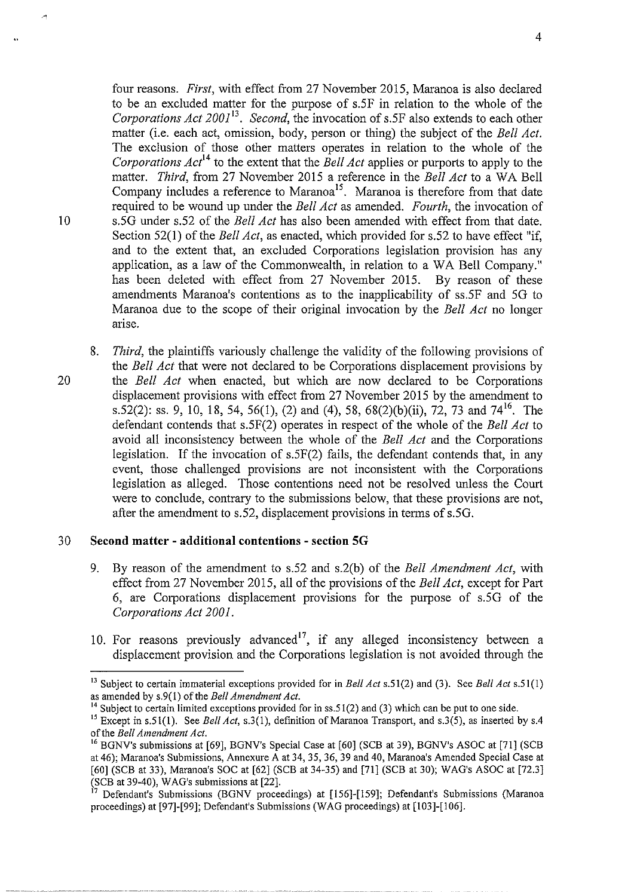four reasons. *First*, with effect from 27 November 2015, Maranoa is also declared to be an excluded matter for the purpose of s.5F in relation to the whole of the *Corporations Act 2001*[13]. *Second*, the invocation of s.5F also extends to each other matter (i.e. each act, omission, body, person or thing) the subject of the *Bell Act*. The exclusion of those other matters operates in relation to the whole of the *Corporations Act*[14] to the extent that the *Bell Act* applies or purports to apply to the matter. *Third*, from 27 November 2015 a reference in the *Bell Act* to a WA Bell Company includes a reference to Maranoa[15]. Maranoa is therefore from that date required to be wound up under the *Bell Act* as amended. *Fourth*, the invocation of s.5G under s.52 of the *Bell Act* has also been amended with effect from that date. Section 52(1) of the *Bell Act*, as enacted, which provided for s.52 to have effect "if, and to the extent that, an excluded Corporations legislation provision has any application, as a law of the Commonwealth, in relation to a WA Bell Company." has been deleted with effect from 27 November 2015. By reason of these amendments Maranoa's contentions as to the inapplicability of ss.5F and 5G to Maranoa due to the scope of their original invocation by the *Bell Act* no longer arise.

8. *Third*, the plaintiffs variously challenge the validity of the following provisions of the *Bell Act* that were not declared to be Corporations displacement provisions by the *Bell Act* when enacted, but which are now declared to be Corporations displacement provisions with effect from 27 November 2015 by the amendment to s.52(2): ss. 9, 10, 18, 54, 56(1), (2) and (4), 58, 68(2)(b)(ii), 72, 73 and 74[16]. The defendant contends that s.5F(2) operates in respect of the whole of the *Bell Act* to avoid all inconsistency between the whole of the *Bell Act* and the Corporations legislation. If the invocation of s.5F(2) fails, the defendant contends that, in any event, those challenged provisions are not inconsistent with the Corporations legislation as alleged. Those contentions need not be resolved unless the Court were to conclude, contrary to the submissions below, that these provisions are not, after the amendment to s.52, displacement provisions in terms of s.5G.

## Second matter - additional contentions - section 5G

9. By reason of the amendment to s.52 and s.2(b) of the *Bell Amendment Act*, with effect from 27 November 2015, all of the provisions of the *Bell Act*, except for Part 6, are Corporations displacement provisions for the purpose of s.5G of the *Corporations Act 2001*.

10. For reasons previously advanced[17], if any alleged inconsistency between a displacement provision and the Corporations legislation is not avoided through the

---

[13] Subject to certain immaterial exceptions provided for in *Bell Act* s.51(2) and (3). See *Bell Act* s.51(1) as amended by s.9(1) of the *Bell Amendment Act*.

[14] Subject to certain limited exceptions provided for in ss.51(2) and (3) which can be put to one side.

[15] Except in s.51(1). See *Bell Act*, s.3(1), definition of Maranoa Transport, and s.3(5), as inserted by s.4 of the *Bell Amendment Act*.

[16] BGNV's submissions at [69], BGNV's Special Case at [60] (SCB at 39), BGNV's ASOC at [71] (SCB at 46); Maranoa's Submissions, Annexure A at 34, 35, 36, 39 and 40, Maranoa's Amended Special Case at [60] (SCB at 33), Maranoa's SOC at [62] (SCB at 34-35) and [71] (SCB at 30); WAG's ASOC at [72.3] (SCB at 39-40), WAG's submissions at [22].

[17] Defendant's Submissions (BGNV proceedings) at [156]-[159]; Defendant's Submissions (Maranoa proceedings) at [97]-[99]; Defendant's Submissions (WAG proceedings) at [103]-[106].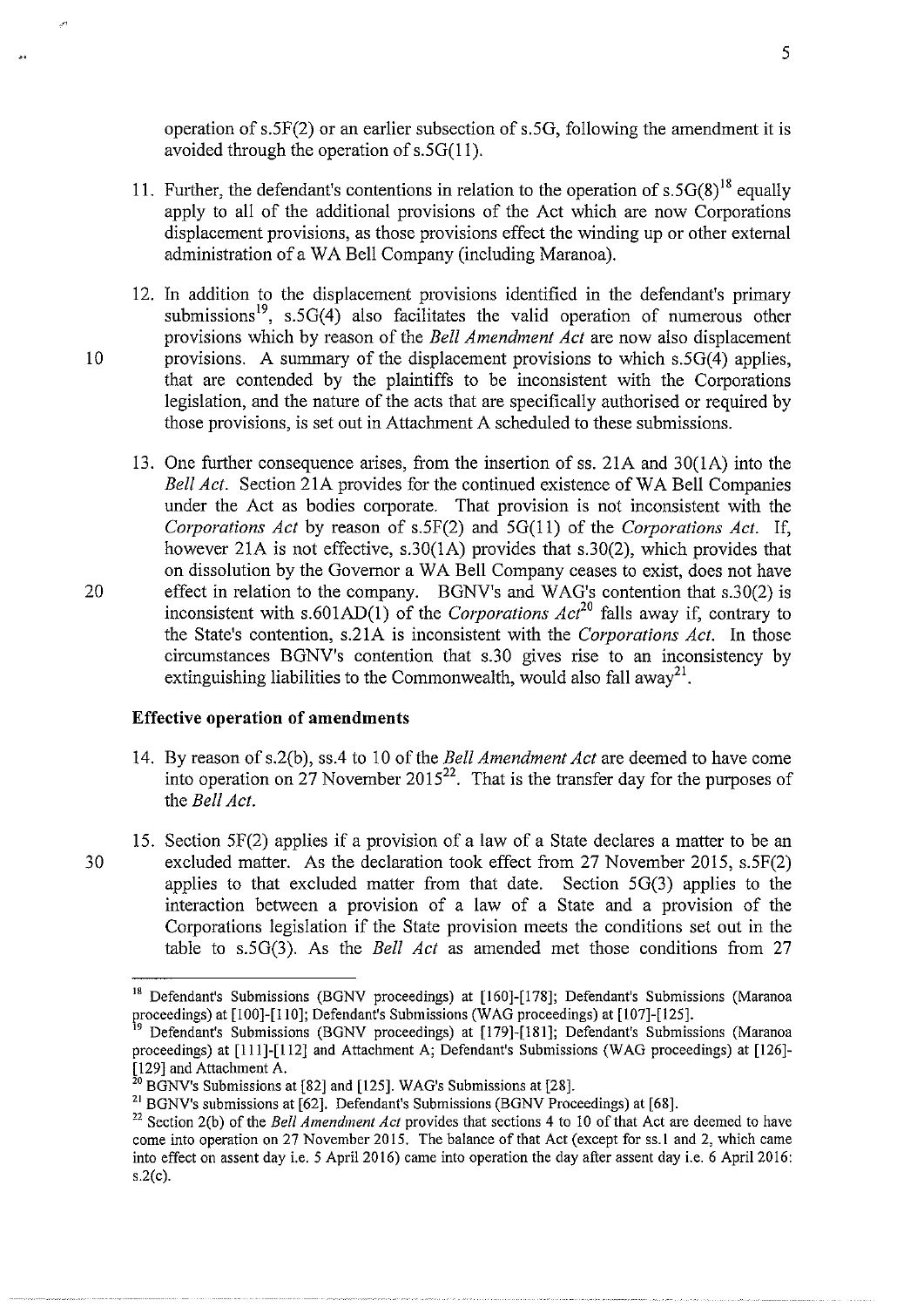operation of s.5F(2) or an earlier subsection of s.5G, following the amendment it is avoided through the operation of s.5G(11).

11. Further, the defendant's contentions in relation to the operation of s.5G(8)[18] equally apply to all of the additional provisions of the Act which are now Corporations displacement provisions, as those provisions effect the winding up or other external administration of a WA Bell Company (including Maranoa).

12. In addition to the displacement provisions identified in the defendant's primary submissions[19], s.5G(4) also facilitates the valid operation of numerous other provisions which by reason of the *Bell Amendment Act* are now also displacement provisions. A summary of the displacement provisions to which s.5G(4) applies, that are contended by the plaintiffs to be inconsistent with the Corporations legislation, and the nature of the acts that are specifically authorised or required by those provisions, is set out in Attachment A scheduled to these submissions.

13. One further consequence arises, from the insertion of ss. 21A and 30(1A) into the *Bell Act*. Section 21A provides for the continued existence of WA Bell Companies under the Act as bodies corporate. That provision is not inconsistent with the *Corporations Act* by reason of s.5F(2) and 5G(11) of the *Corporations Act*. If, however 21A is not effective, s.30(1A) provides that s.30(2), which provides that on dissolution by the Governor a WA Bell Company ceases to exist, does not have effect in relation to the company. BGNV's and WAG's contention that s.30(2) is inconsistent with s.601AD(1) of the *Corporations Act*[20] falls away if, contrary to the State's contention, s.21A is inconsistent with the *Corporations Act*. In those circumstances BGNV's contention that s.30 gives rise to an inconsistency by extinguishing liabilities to the Commonwealth, would also fall away[21].

**Effective operation of amendments**

14. By reason of s.2(b), ss.4 to 10 of the *Bell Amendment Act* are deemed to have come into operation on 27 November 2015[22]. That is the transfer day for the purposes of the *Bell Act*.

15. Section 5F(2) applies if a provision of a law of a State declares a matter to be an excluded matter. As the declaration took effect from 27 November 2015, s.5F(2) applies to that excluded matter from that date. Section 5G(3) applies to the interaction between a provision of a law of a State and a provision of the Corporations legislation if the State provision meets the conditions set out in the table to s.5G(3). As the *Bell Act* as amended met those conditions from 27

---

[18] Defendant's Submissions (BGNV proceedings) at [160]-[178]; Defendant's Submissions (Maranoa proceedings) at [100]-[110]; Defendant's Submissions (WAG proceedings) at [107]-[125].

[19] Defendant's Submissions (BGNV proceedings) at [179]-[181]; Defendant's Submissions (Maranoa proceedings) at [111]-[112] and Attachment A; Defendant's Submissions (WAG proceedings) at [126]-[129] and Attachment A.

[20] BGNV's Submissions at [82] and [125]. WAG's Submissions at [28].

[21] BGNV's submissions at [62]. Defendant's Submissions (BGNV Proceedings) at [68].

[22] Section 2(b) of the *Bell Amendment Act* provides that sections 4 to 10 of that Act are deemed to have come into operation on 27 November 2015. The balance of that Act (except for ss.1 and 2, which came into effect on assent day i.e. 5 April 2016) came into operation the day after assent day i.e. 6 April 2016: s.2(c).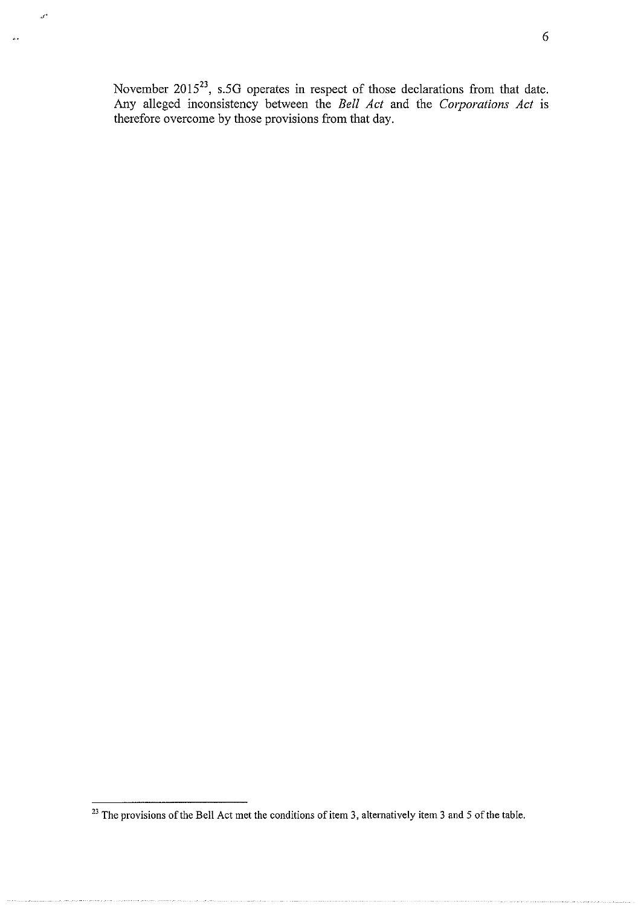November 2015[23], s.5G operates in respect of those declarations from that date. Any alleged inconsistency between the *Bell Act* and the *Corporations Act* is therefore overcome by those provisions from that day.

---

[23] The provisions of the Bell Act met the conditions of item 3, alternatively item 3 and 5 of the table.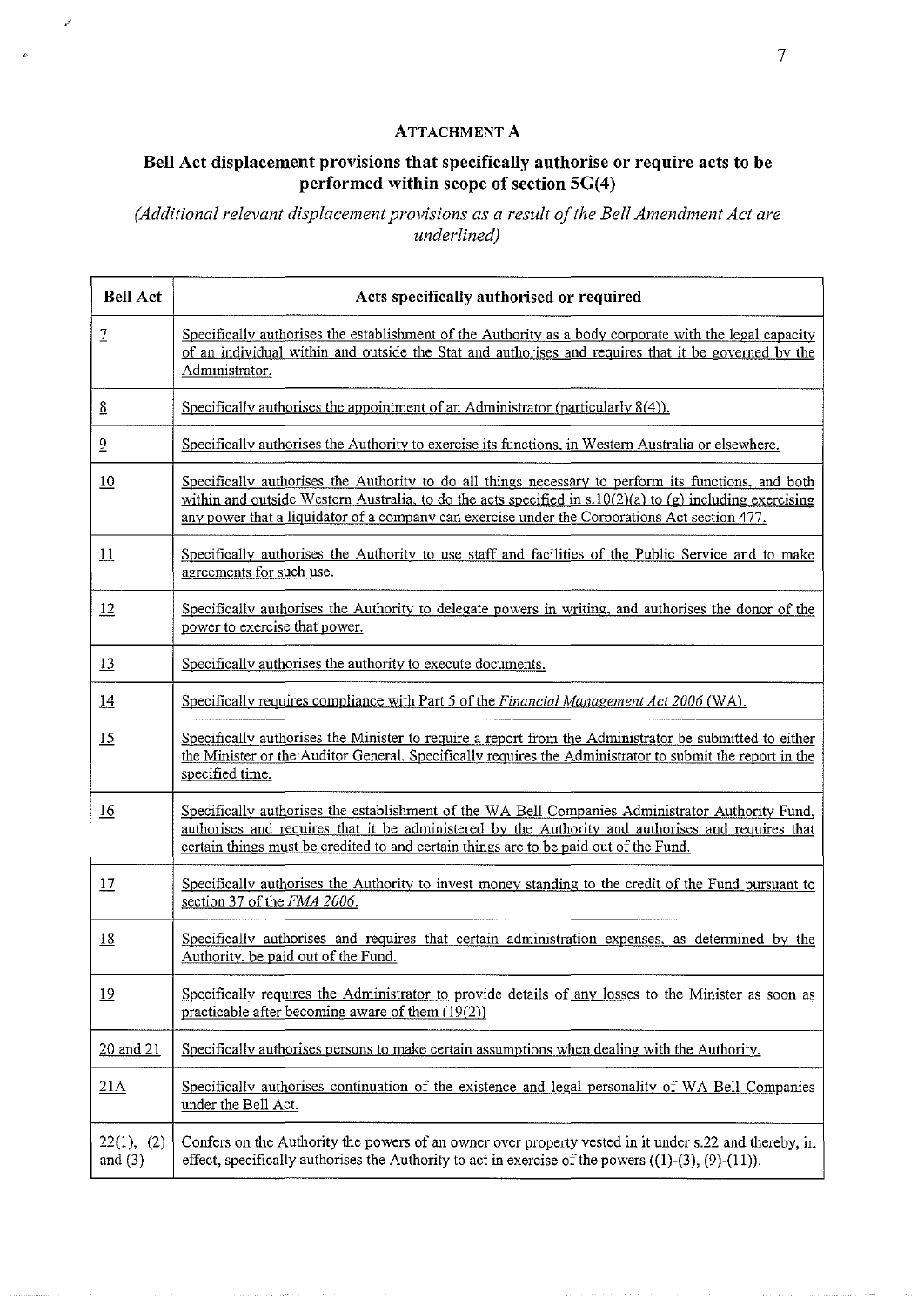**ATTACHMENT A**

## Bell Act displacement provisions that specifically authorise or require acts to be performed within scope of section 5G(4)

*(Additional relevant displacement provisions as a result of the Bell Amendment Act are underlined)*

| Bell Act | Acts specifically authorised or required |
|---|---|
| 7 | Specifically authorises the establishment of the Authority as a body corporate with the legal capacity of an individual within and outside the Stat and authorises and requires that it be governed by the Administrator. |
| 8 | Specifically authorises the appointment of an Administrator (particularly 8(4)). |
| 9 | Specifically authorises the Authority to exercise its functions, in Western Australia or elsewhere. |
| 10 | Specifically authorises the Authority to do all things necessary to perform its functions, and both within and outside Western Australia, to do the acts specified in s.10(2)(a) to (g) including exercising any power that a liquidator of a company can exercise under the Corporations Act section 477. |
| 11 | Specifically authorises the Authority to use staff and facilities of the Public Service and to make agreements for such use. |
| 12 | Specifically authorises the Authority to delegate powers in writing, and authorises the donor of the power to exercise that power. |
| 13 | Specifically authorises the authority to execute documents. |
| 14 | Specifically requires compliance with Part 5 of the *Financial Management Act 2006* (WA). |
| 15 | Specifically authorises the Minister to require a report from the Administrator be submitted to either the Minister or the Auditor General. Specifically requires the Administrator to submit the report in the specified time. |
| 16 | Specifically authorises the establishment of the WA Bell Companies Administrator Authority Fund, authorises and requires that it be administered by the Authority and authorises and requires that certain things must be credited to and certain things are to be paid out of the Fund. |
| 17 | Specifically authorises the Authority to invest money standing to the credit of the Fund pursuant to section 37 of the *FMA 2006*. |
| 18 | Specifically authorises and requires that certain administration expenses, as determined by the Authority, be paid out of the Fund. |
| 19 | Specifically requires the Administrator to provide details of any losses to the Minister as soon as practicable after becoming aware of them (19(2)) |
| 20 and 21 | Specifically authorises persons to make certain assumptions when dealing with the Authority. |
| 21A | Specifically authorises continuation of the existence and legal personality of WA Bell Companies under the Bell Act. |
| 22(1), (2) and (3) | Confers on the Authority the powers of an owner over property vested in it under s.22 and thereby, in effect, specifically authorises the Authority to act in exercise of the powers ((1)-(3), (9)-(11)). |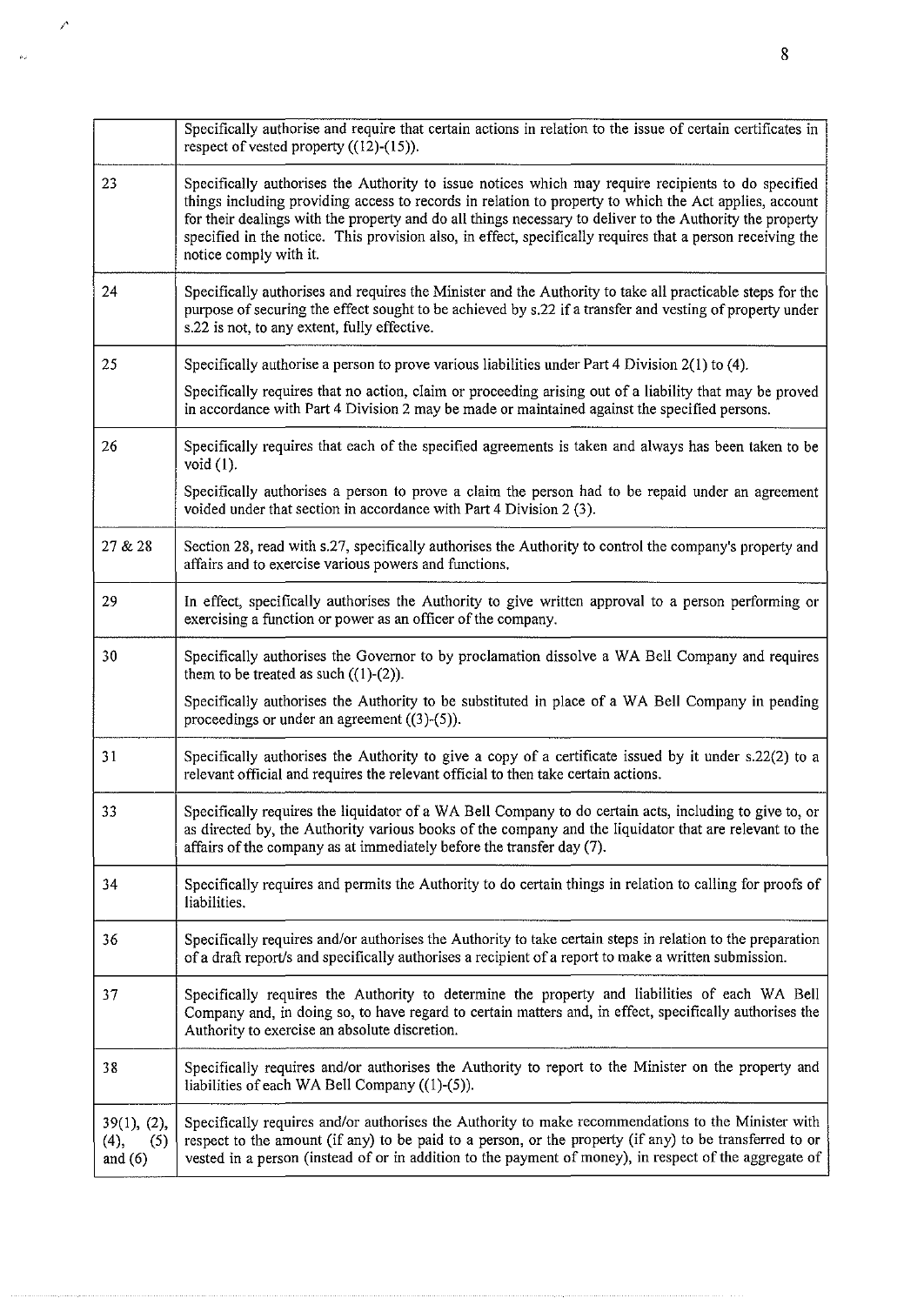| | |
|---|---|
| | Specifically authorise and require that certain actions in relation to the issue of certain certificates in respect of vested property ((12)-(15)). |
| 23 | Specifically authorises the Authority to issue notices which may require recipients to do specified things including providing access to records in relation to property to which the Act applies, account for their dealings with the property and do all things necessary to deliver to the Authority the property specified in the notice. This provision also, in effect, specifically requires that a person receiving the notice comply with it. |
| 24 | Specifically authorises and requires the Minister and the Authority to take all practicable steps for the purpose of securing the effect sought to be achieved by s.22 if a transfer and vesting of property under s.22 is not, to any extent, fully effective. |
| 25 | Specifically authorise a person to prove various liabilities under Part 4 Division 2(1) to (4).<br><br>Specifically requires that no action, claim or proceeding arising out of a liability that may be proved in accordance with Part 4 Division 2 may be made or maintained against the specified persons. |
| 26 | Specifically requires that each of the specified agreements is taken and always has been taken to be void (1).<br><br>Specifically authorises a person to prove a claim the person had to be repaid under an agreement voided under that section in accordance with Part 4 Division 2 (3). |
| 27 & 28 | Section 28, read with s.27, specifically authorises the Authority to control the company's property and affairs and to exercise various powers and functions. |
| 29 | In effect, specifically authorises the Authority to give written approval to a person performing or exercising a function or power as an officer of the company. |
| 30 | Specifically authorises the Governor to by proclamation dissolve a WA Bell Company and requires them to be treated as such ((1)-(2)).<br><br>Specifically authorises the Authority to be substituted in place of a WA Bell Company in pending proceedings or under an agreement ((3)-(5)). |
| 31 | Specifically authorises the Authority to give a copy of a certificate issued by it under s.22(2) to a relevant official and requires the relevant official to then take certain actions. |
| 33 | Specifically requires the liquidator of a WA Bell Company to do certain acts, including to give to, or as directed by, the Authority various books of the company and the liquidator that are relevant to the affairs of the company as at immediately before the transfer day (7). |
| 34 | Specifically requires and permits the Authority to do certain things in relation to calling for proofs of liabilities. |
| 36 | Specifically requires and/or authorises the Authority to take certain steps in relation to the preparation of a draft report/s and specifically authorises a recipient of a report to make a written submission. |
| 37 | Specifically requires the Authority to determine the property and liabilities of each WA Bell Company and, in doing so, to have regard to certain matters and, in effect, specifically authorises the Authority to exercise an absolute discretion. |
| 38 | Specifically requires and/or authorises the Authority to report to the Minister on the property and liabilities of each WA Bell Company ((1)-(5)). |
| 39(1), (2), (4), (5) and (6) | Specifically requires and/or authorises the Authority to make recommendations to the Minister with respect to the amount (if any) to be paid to a person, or the property (if any) to be transferred to or vested in a person (instead of or in addition to the payment of money), in respect of the aggregate of |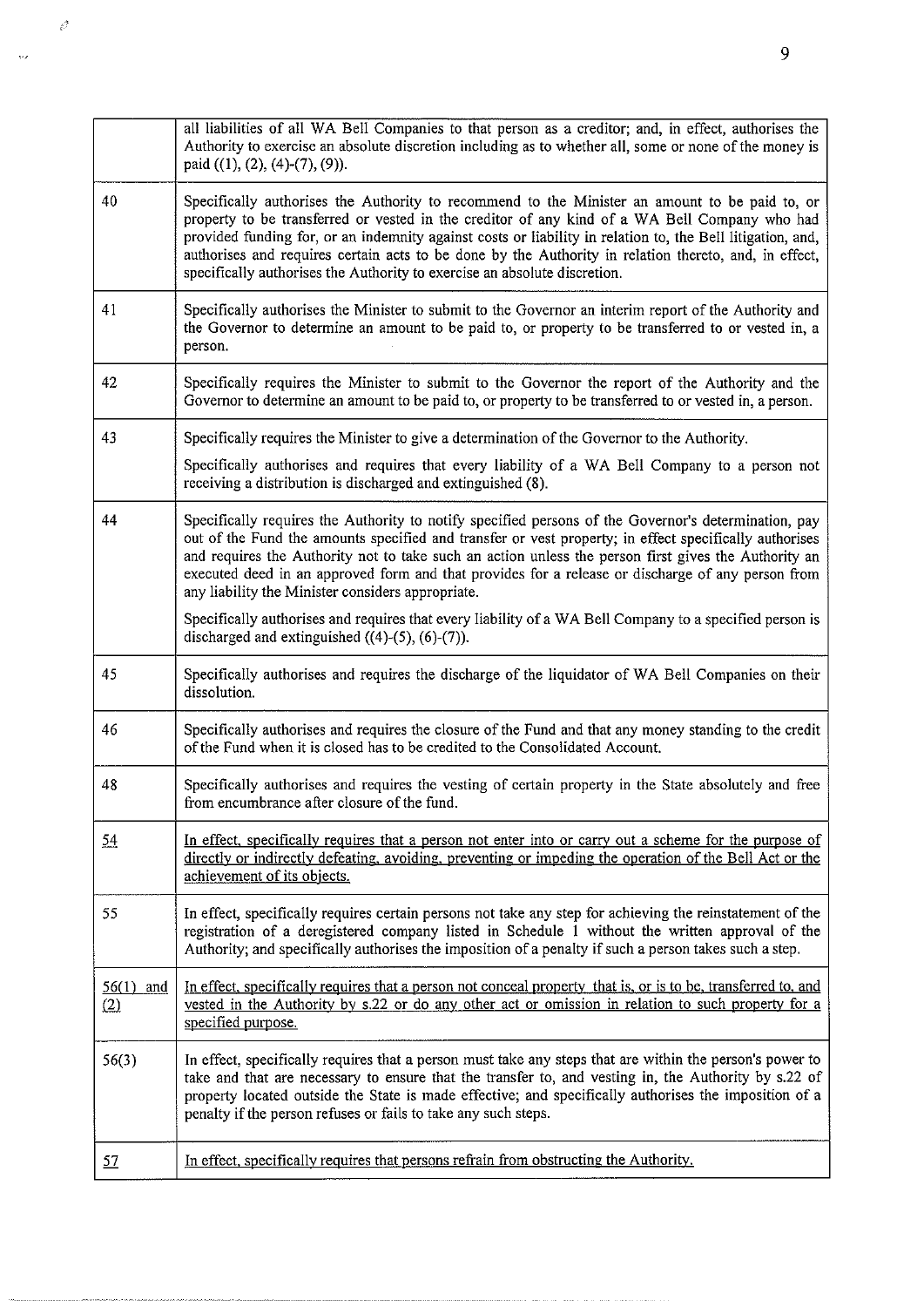| | |
|---|---|
| | all liabilities of all WA Bell Companies to that person as a creditor; and, in effect, authorises the Authority to exercise an absolute discretion including as to whether all, some or none of the money is paid ((1), (2), (4)-(7), (9)). |
| 40 | Specifically authorises the Authority to recommend to the Minister an amount to be paid to, or property to be transferred or vested in the creditor of any kind of a WA Bell Company who had provided funding for, or an indemnity against costs or liability in relation to, the Bell litigation, and, authorises and requires certain acts to be done by the Authority in relation thereto, and, in effect, specifically authorises the Authority to exercise an absolute discretion. |
| 41 | Specifically authorises the Minister to submit to the Governor an interim report of the Authority and the Governor to determine an amount to be paid to, or property to be transferred to or vested in, a person. |
| 42 | Specifically requires the Minister to submit to the Governor the report of the Authority and the Governor to determine an amount to be paid to, or property to be transferred to or vested in, a person. |
| 43 | Specifically requires the Minister to give a determination of the Governor to the Authority.<br><br>Specifically authorises and requires that every liability of a WA Bell Company to a person not receiving a distribution is discharged and extinguished (8). |
| 44 | Specifically requires the Authority to notify specified persons of the Governor's determination, pay out of the Fund the amounts specified and transfer or vest property; in effect specifically authorises and requires the Authority not to take such an action unless the person first gives the Authority an executed deed in an approved form and that provides for a release or discharge of any person from any liability the Minister considers appropriate.<br><br>Specifically authorises and requires that every liability of a WA Bell Company to a specified person is discharged and extinguished ((4)-(5), (6)-(7)). |
| 45 | Specifically authorises and requires the discharge of the liquidator of WA Bell Companies on their dissolution. |
| 46 | Specifically authorises and requires the closure of the Fund and that any money standing to the credit of the Fund when it is closed has to be credited to the Consolidated Account. |
| 48 | Specifically authorises and requires the vesting of certain property in the State absolutely and free from encumbrance after closure of the fund. |
| <u>54</u> | <u>In effect, specifically requires that a person not enter into or carry out a scheme for the purpose of directly or indirectly defeating, avoiding, preventing or impeding the operation of the Bell Act or the achievement of its objects.</u> |
| 55 | In effect, specifically requires certain persons not take any step for achieving the reinstatement of the registration of a deregistered company listed in Schedule 1 without the written approval of the Authority; and specifically authorises the imposition of a penalty if such a person takes such a step. |
| <u>56(1) and (2)</u> | <u>In effect, specifically requires that a person not conceal property that is, or is to be, transferred to, and vested in the Authority by s.22 or do any other act or omission in relation to such property for a specified purpose.</u> |
| 56(3) | In effect, specifically requires that a person must take any steps that are within the person's power to take and that are necessary to ensure that the transfer to, and vesting in, the Authority by s.22 of property located outside the State is made effective; and specifically authorises the imposition of a penalty if the person refuses or fails to take any such steps. |
| <u>57</u> | <u>In effect, specifically requires that persons refrain from obstructing the Authority.</u> |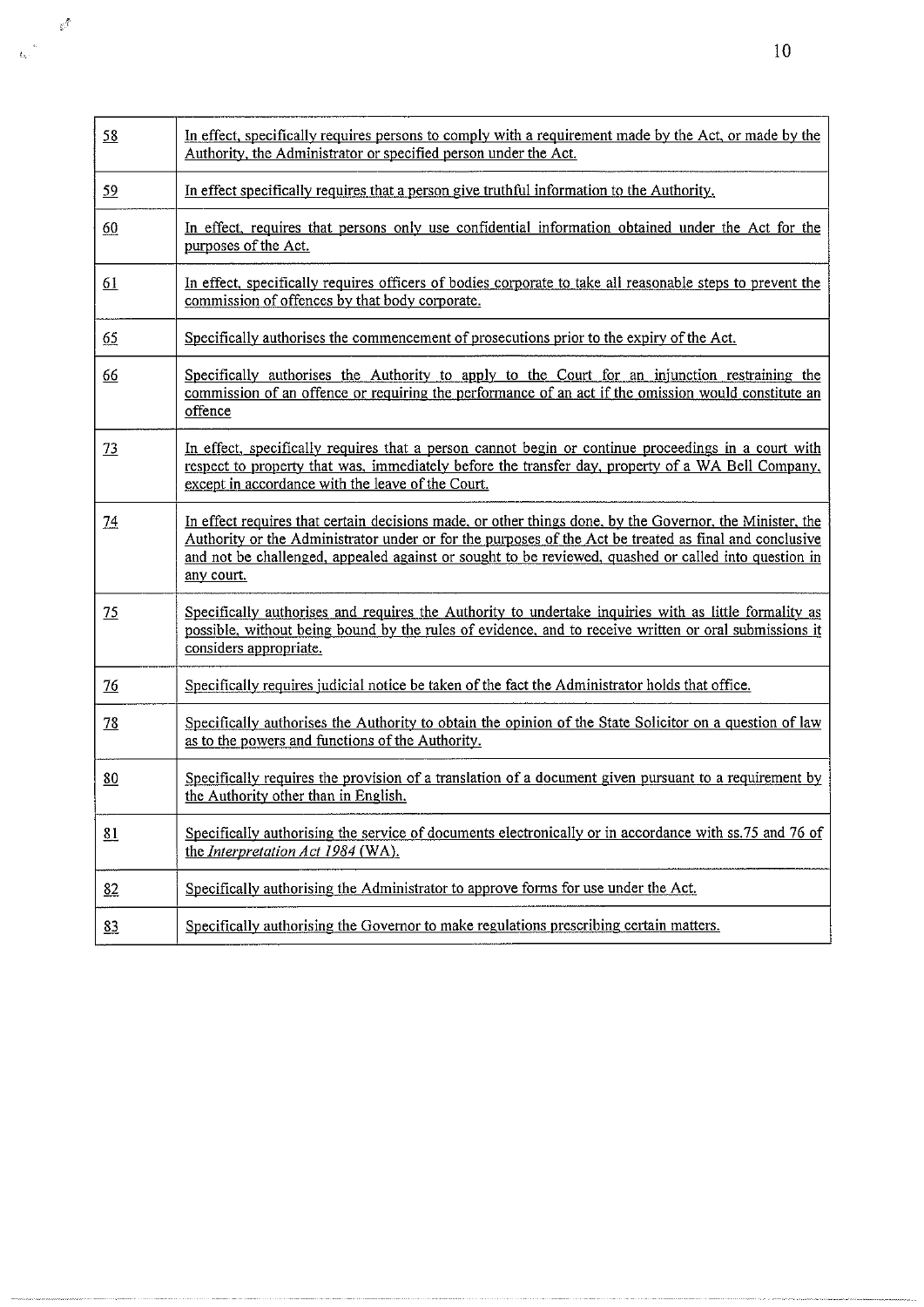| | |
|---|---|
| 58 | In effect, specifically requires persons to comply with a requirement made by the Act, or made by the Authority, the Administrator or specified person under the Act. |
| 59 | In effect specifically requires that a person give truthful information to the Authority. |
| 60 | In effect, requires that persons only use confidential information obtained under the Act for the purposes of the Act. |
| 61 | In effect, specifically requires officers of bodies corporate to take all reasonable steps to prevent the commission of offences by that body corporate. |
| 65 | Specifically authorises the commencement of prosecutions prior to the expiry of the Act. |
| 66 | Specifically authorises the Authority to apply to the Court for an injunction restraining the commission of an offence or requiring the performance of an act if the omission would constitute an offence |
| 73 | In effect, specifically requires that a person cannot begin or continue proceedings in a court with respect to property that was, immediately before the transfer day, property of a WA Bell Company, except in accordance with the leave of the Court. |
| 74 | In effect requires that certain decisions made, or other things done, by the Governor, the Minister, the Authority or the Administrator under or for the purposes of the Act be treated as final and conclusive and not be challenged, appealed against or sought to be reviewed, quashed or called into question in any court. |
| 75 | Specifically authorises and requires the Authority to undertake inquiries with as little formality as possible, without being bound by the rules of evidence, and to receive written or oral submissions it considers appropriate. |
| 76 | Specifically requires judicial notice be taken of the fact the Administrator holds that office. |
| 78 | Specifically authorises the Authority to obtain the opinion of the State Solicitor on a question of law as to the powers and functions of the Authority. |
| 80 | Specifically requires the provision of a translation of a document given pursuant to a requirement by the Authority other than in English. |
| 81 | Specifically authorising the service of documents electronically or in accordance with ss.75 and 76 of the *Interpretation Act 1984* (WA). |
| 82 | Specifically authorising the Administrator to approve forms for use under the Act. |
| 83 | Specifically authorising the Governor to make regulations prescribing certain matters. |